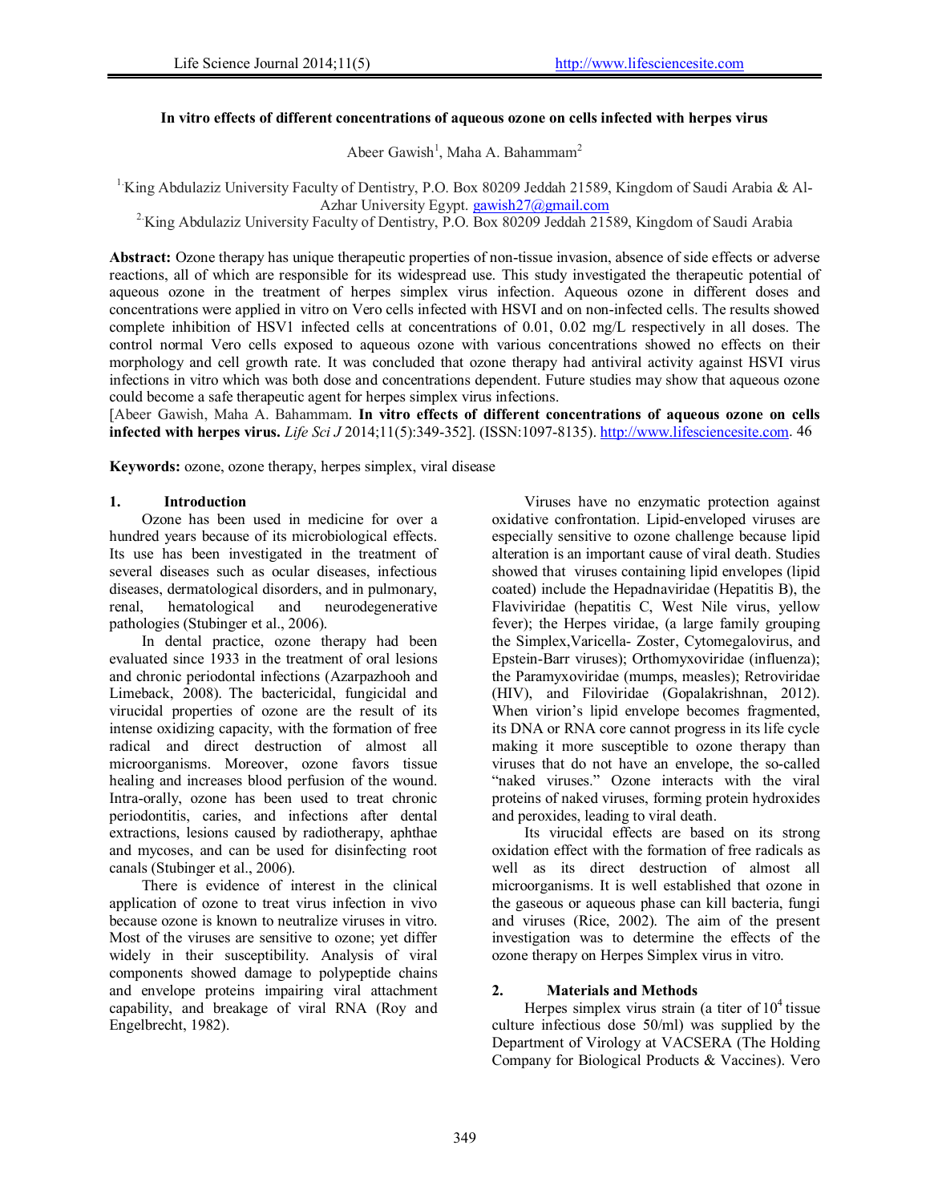# In vitro effects of different concentrations of aqueous ozone on cells infected with herpes virus

Abeer Gawish[1], Maha A. Bahammam[2]

[1] King Abdulaziz University Faculty of Dentistry, P.O. Box 80209 Jeddah 21589, Kingdom of Saudi Arabia & Al-Azhar University Egypt. gawish27@gmail.com

[2] King Abdulaziz University Faculty of Dentistry, P.O. Box 80209 Jeddah 21589, Kingdom of Saudi Arabia

**Abstract:** Ozone therapy has unique therapeutic properties of non-tissue invasion, absence of side effects or adverse reactions, all of which are responsible for its widespread use. This study investigated the therapeutic potential of aqueous ozone in the treatment of herpes simplex virus infection. Aqueous ozone in different doses and concentrations were applied in vitro on Vero cells infected with HSVI and on non-infected cells. The results showed complete inhibition of HSV1 infected cells at concentrations of 0.01, 0.02 mg/L respectively in all doses. The control normal Vero cells exposed to aqueous ozone with various concentrations showed no effects on their morphology and cell growth rate. It was concluded that ozone therapy had antiviral activity against HSVI virus infections in vitro which was both dose and concentrations dependent. Future studies may show that aqueous ozone could become a safe therapeutic agent for herpes simplex virus infections.

[Abeer Gawish, Maha A. Bahammam. **In vitro effects of different concentrations of aqueous ozone on cells infected with herpes virus.** *Life Sci J* 2014;11(5):349-352]. (ISSN:1097-8135). http://www.lifesciencesite.com. 46

**Keywords:** ozone, ozone therapy, herpes simplex, viral disease

## 1. Introduction

Ozone has been used in medicine for over a hundred years because of its microbiological effects. Its use has been investigated in the treatment of several diseases such as ocular diseases, infectious diseases, dermatological disorders, and in pulmonary, renal, hematological and neurodegenerative pathologies (Stubinger et al., 2006).

In dental practice, ozone therapy had been evaluated since 1933 in the treatment of oral lesions and chronic periodontal infections (Azarpazhooh and Limeback, 2008). The bactericidal, fungicidal and virucidal properties of ozone are the result of its intense oxidizing capacity, with the formation of free radical and direct destruction of almost all microorganisms. Moreover, ozone favors tissue healing and increases blood perfusion of the wound. Intra-orally, ozone has been used to treat chronic periodontitis, caries, and infections after dental extractions, lesions caused by radiotherapy, aphthae and mycoses, and can be used for disinfecting root canals (Stubinger et al., 2006).

There is evidence of interest in the clinical application of ozone to treat virus infection in vivo because ozone is known to neutralize viruses in vitro. Most of the viruses are sensitive to ozone; yet differ widely in their susceptibility. Analysis of viral components showed damage to polypeptide chains and envelope proteins impairing viral attachment capability, and breakage of viral RNA (Roy and Engelbrecht, 1982).

Viruses have no enzymatic protection against oxidative confrontation. Lipid-enveloped viruses are especially sensitive to ozone challenge because lipid alteration is an important cause of viral death. Studies showed that viruses containing lipid envelopes (lipid coated) include the Hepadnaviridae (Hepatitis B), the Flaviviridae (hepatitis C, West Nile virus, yellow fever); the Herpes viridae, (a large family grouping the Simplex,Varicella- Zoster, Cytomegalovirus, and Epstein-Barr viruses); Orthomyxoviridae (influenza); the Paramyxoviridae (mumps, measles); Retroviridae (HIV), and Filoviridae (Gopalakrishnan, 2012). When virion's lipid envelope becomes fragmented, its DNA or RNA core cannot progress in its life cycle making it more susceptible to ozone therapy than viruses that do not have an envelope, the so-called "naked viruses." Ozone interacts with the viral proteins of naked viruses, forming protein hydroxides and peroxides, leading to viral death.

Its virucidal effects are based on its strong oxidation effect with the formation of free radicals as well as its direct destruction of almost all microorganisms. It is well established that ozone in the gaseous or aqueous phase can kill bacteria, fungi and viruses (Rice, 2002). The aim of the present investigation was to determine the effects of the ozone therapy on Herpes Simplex virus in vitro.

## 2. Materials and Methods

Herpes simplex virus strain (a titer of $10^4$ tissue culture infectious dose 50/ml) was supplied by the Department of Virology at VACSERA (The Holding Company for Biological Products & Vaccines). Vero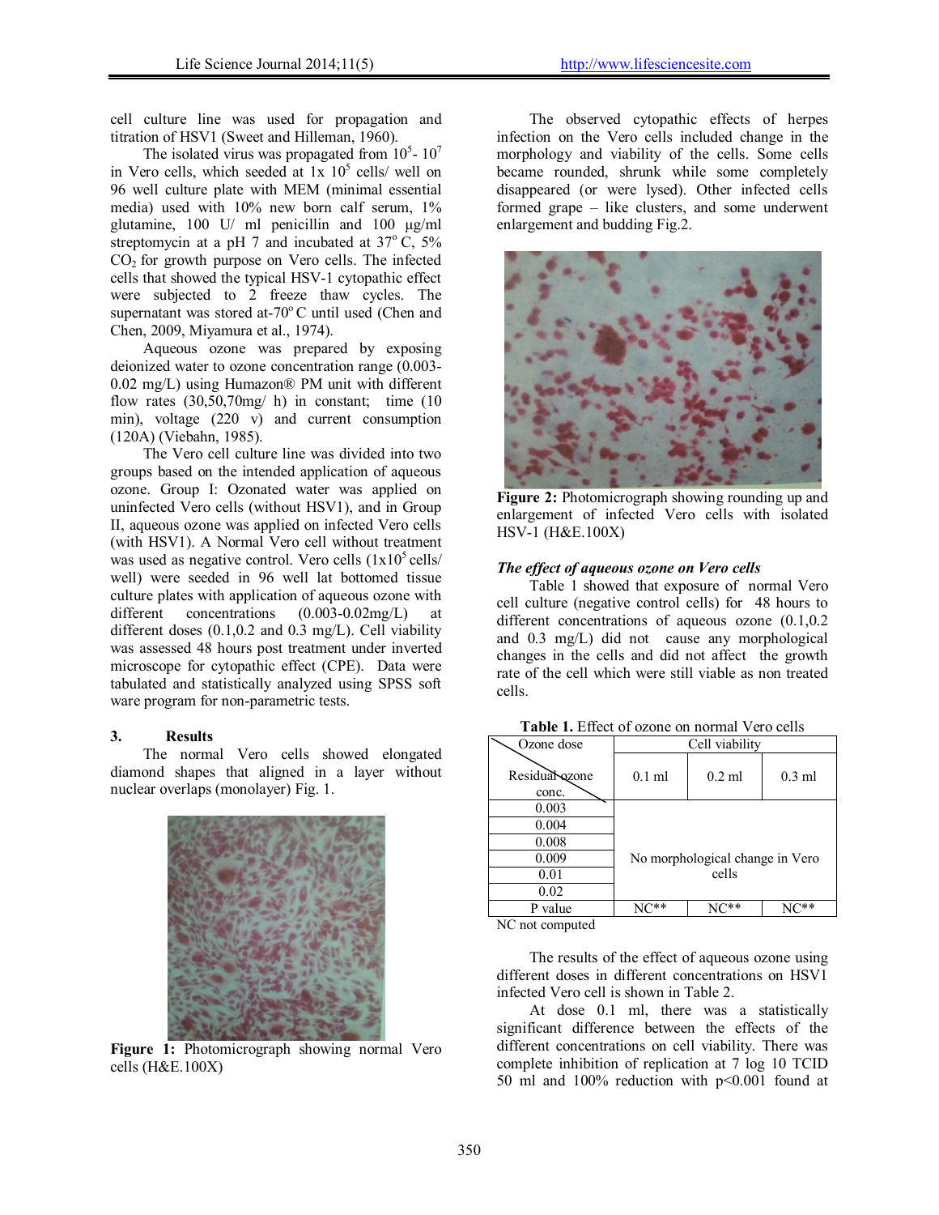cell culture line was used for propagation and titration of HSV1 (Sweet and Hilleman, 1960).

The isolated virus was propagated from $10^5$- $10^7$ in Vero cells, which seeded at 1x $10^5$ cells/ well on 96 well culture plate with MEM (minimal essential media) used with 10% new born calf serum, 1% glutamine, 100 U/ ml penicillin and 100 µg/ml streptomycin at a pH 7 and incubated at 37° C, 5% $CO_2$ for growth purpose on Vero cells. The infected cells that showed the typical HSV-1 cytopathic effect were subjected to 2 freeze thaw cycles. The supernatant was stored at-70° C until used (Chen and Chen, 2009, Miyamura et al., 1974).

Aqueous ozone was prepared by exposing deionized water to ozone concentration range (0.003-0.02 mg/L) using Humazon® PM unit with different flow rates (30,50,70mg/ h) in constant; time (10 min), voltage (220 v) and current consumption (120A) (Viebahn, 1985).

The Vero cell culture line was divided into two groups based on the intended application of aqueous ozone. Group I: Ozonated water was applied on uninfected Vero cells (without HSV1), and in Group II, aqueous ozone was applied on infected Vero cells (with HSV1). A Normal Vero cell without treatment was used as negative control. Vero cells (1x$10^5$ cells/ well) were seeded in 96 well lat bottomed tissue culture plates with application of aqueous ozone with different concentrations (0.003-0.02mg/L) at different doses (0.1,0.2 and 0.3 mg/L). Cell viability was assessed 48 hours post treatment under inverted microscope for cytopathic effect (CPE). Data were tabulated and statistically analyzed using SPSS soft ware program for non-parametric tests.

## 3. Results

The normal Vero cells showed elongated diamond shapes that aligned in a layer without nuclear overlaps (monolayer) Fig. 1.

**Figure 1:** Photomicrograph showing normal Vero cells (H&E.100X)

The observed cytopathic effects of herpes infection on the Vero cells included change in the morphology and viability of the cells. Some cells became rounded, shrunk while some completely disappeared (or were lysed). Other infected cells formed grape – like clusters, and some underwent enlargement and budding Fig.2.

**Figure 2:** Photomicrograph showing rounding up and enlargement of infected Vero cells with isolated HSV-1 (H&E.100X)

### *The effect of aqueous ozone on Vero cells*

Table 1 showed that exposure of normal Vero cell culture (negative control cells) for 48 hours to different concentrations of aqueous ozone (0.1,0.2 and 0.3 mg/L) did not cause any morphological changes in the cells and did not affect the growth rate of the cell which were still viable as non treated cells.

**Table 1.** Effect of ozone on normal Vero cells

| Ozone dose / Residual ozone conc. | Cell viability | | |
|---|---|---|---|
| | 0.1 ml | 0.2 ml | 0.3 ml |
| 0.003 | No morphological change in Vero cells | | |
| 0.004 | | | |
| 0.008 | | | |
| 0.009 | | | |
| 0.01 | | | |
| 0.02 | | | |
| P value | NC** | NC** | NC** |

NC not computed

The results of the effect of aqueous ozone using different doses in different concentrations on HSV1 infected Vero cell is shown in Table 2.

At dose 0.1 ml, there was a statistically significant difference between the effects of the different concentrations on cell viability. There was complete inhibition of replication at 7 log 10 TCID 50 ml and 100% reduction with $p<0.001$ found at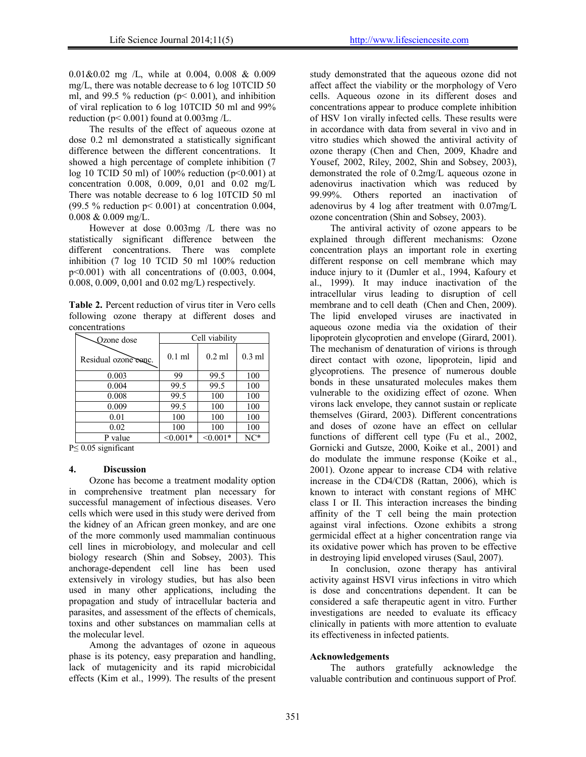0.01&0.02 mg /L, while at 0.004, 0.008 & 0.009 mg/L, there was notable decrease to 6 log 10TCID 50 ml, and 99.5 % reduction ($p < 0.001$), and inhibition of viral replication to 6 log 10TCID 50 ml and 99% reduction ($p < 0.001$) found at 0.003mg /L.

The results of the effect of aqueous ozone at dose 0.2 ml demonstrated a statistically significant difference between the different concentrations. It showed a high percentage of complete inhibition (7 log 10 TCID 50 ml) of 100% reduction ($p<0.001$) at concentration 0.008, 0.009, 0,01 and 0.02 mg/L There was notable decrease to 6 log 10TCID 50 ml (99.5 % reduction $p < 0.001$) at concentration 0.004, 0.008 & 0.009 mg/L.

However at dose 0.003mg /L there was no statistically significant difference between the different concentrations. There was complete inhibition (7 log 10 TCID 50 ml 100% reduction $p<0.001$) with all concentrations of (0.003, 0.004, 0.008, 0.009, 0,001 and 0.02 mg/L) respectively.

**Table 2.** Percent reduction of virus titer in Vero cells following ozone therapy at different doses and concentrations

| Ozone dose / Residual ozone conc. | Cell viability | | |
|---|---|---|---|
| | 0.1 ml | 0.2 ml | 0.3 ml |
| 0.003 | 99 | 99.5 | 100 |
| 0.004 | 99.5 | 99.5 | 100 |
| 0.008 | 99.5 | 100 | 100 |
| 0.009 | 99.5 | 100 | 100 |
| 0.01 | 100 | 100 | 100 |
| 0.02 | 100 | 100 | 100 |
| P value | <0.001* | <0.001* | NC* |

P≤ 0.05 significant

## 4. Discussion

Ozone has become a treatment modality option in comprehensive treatment plan necessary for successful management of infectious diseases. Vero cells which were used in this study were derived from the kidney of an African green monkey, and are one of the more commonly used mammalian continuous cell lines in microbiology, and molecular and cell biology research (Shin and Sobsey, 2003). This anchorage-dependent cell line has been used extensively in virology studies, but has also been used in many other applications, including the propagation and study of intracellular bacteria and parasites, and assessment of the effects of chemicals, toxins and other substances on mammalian cells at the molecular level.

Among the advantages of ozone in aqueous phase is its potency, easy preparation and handling, lack of mutagenicity and its rapid microbicidal effects (Kim et al., 1999). The results of the present study demonstrated that the aqueous ozone did not affect affect the viability or the morphology of Vero cells. Aqueous ozone in its different doses and concentrations appear to produce complete inhibition of HSV 1on virally infected cells. These results were in accordance with data from several in vivo and in vitro studies which showed the antiviral activity of ozone therapy (Chen and Chen, 2009, Khadre and Yousef, 2002, Riley, 2002, Shin and Sobsey, 2003), demonstrated the role of 0.2mg/L aqueous ozone in adenovirus inactivation which was reduced by 99.99%. Others reported an inactivation of adenovirus by 4 log after treatment with 0.07mg/L ozone concentration (Shin and Sobsey, 2003).

The antiviral activity of ozone appears to be explained through different mechanisms: Ozone concentration plays an important role in exerting different response on cell membrane which may induce injury to it (Dumler et al., 1994, Kafoury et al., 1999). It may induce inactivation of the intracellular virus leading to disruption of cell membrane and to cell death (Chen and Chen, 2009). The lipid enveloped viruses are inactivated in aqueous ozone media via the oxidation of their lipoprotein glycoprotien and envelope (Girard, 2001). The mechanism of denaturation of virions is through direct contact with ozone, lipoprotein, lipid and glycoprotiens. The presence of numerous double bonds in these unsaturated molecules makes them vulnerable to the oxidizing effect of ozone. When virons lack envelope, they cannot sustain or replicate themselves (Girard, 2003). Different concentrations and doses of ozone have an effect on cellular functions of different cell type (Fu et al., 2002, Gornicki and Gutsze, 2000, Koike et al., 2001) and do modulate the immune response (Koike et al., 2001). Ozone appear to increase CD4 with relative increase in the CD4/CD8 (Rattan, 2006), which is known to interact with constant regions of MHC class I or II. This interaction increases the binding affinity of the T cell being the main protection against viral infections. Ozone exhibits a strong germicidal effect at a higher concentration range via its oxidative power which has proven to be effective in destroying lipid enveloped viruses (Saul, 2007).

In conclusion, ozone therapy has antiviral activity against HSVI virus infections in vitro which is dose and concentrations dependent. It can be considered a safe therapeutic agent in vitro. Further investigations are needed to evaluate its efficacy clinically in patients with more attention to evaluate its effectiveness in infected patients.

**Acknowledgements**

The authors gratefully acknowledge the valuable contribution and continuous support of Prof.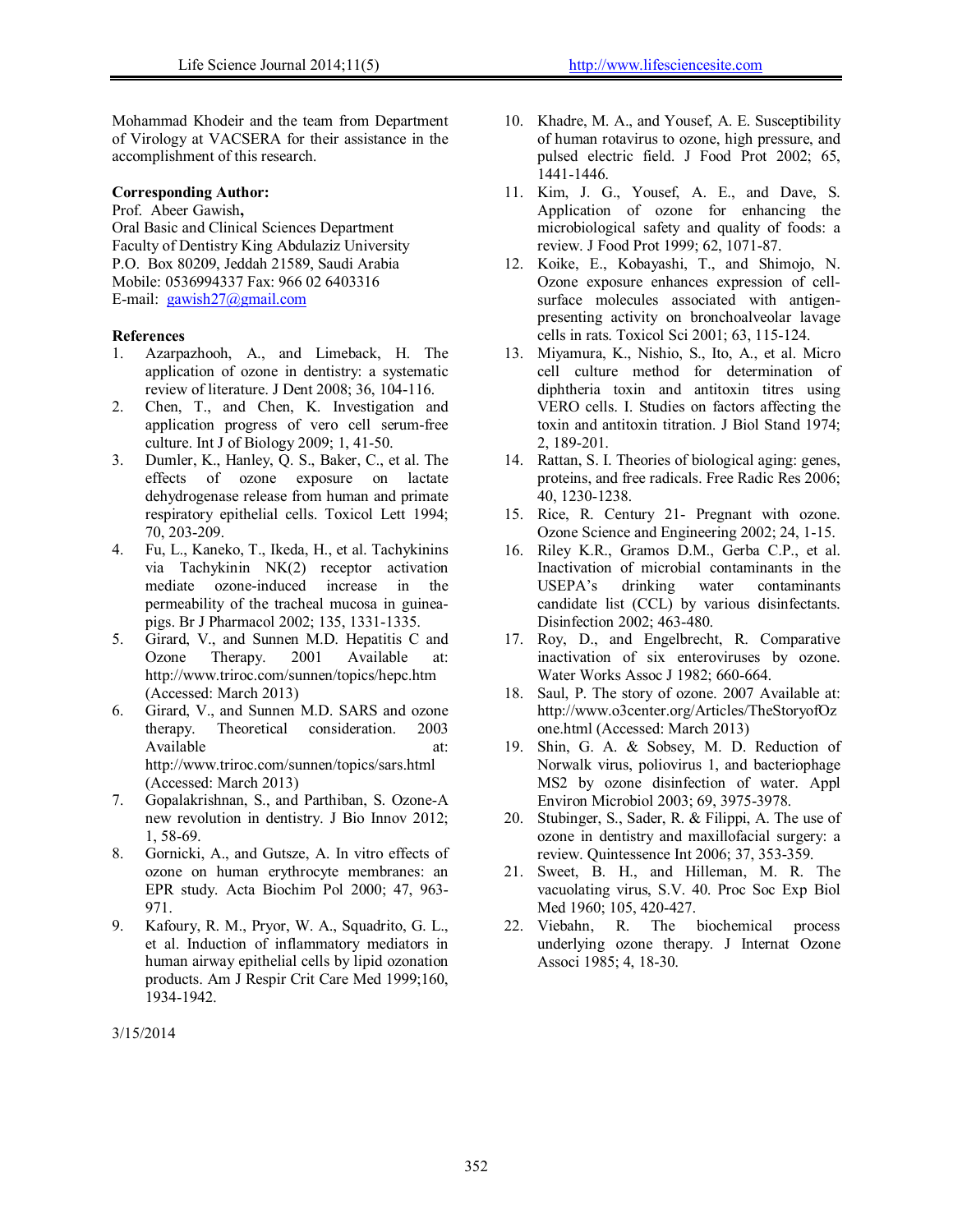Mohammad Khodeir and the team from Department of Virology at VACSERA for their assistance in the accomplishment of this research.

**Corresponding Author:**
Prof. Abeer Gawish**,**
Oral Basic and Clinical Sciences Department
Faculty of Dentistry King Abdulaziz University
P.O. Box 80209, Jeddah 21589, Saudi Arabia
Mobile: 0536994337 Fax: 966 02 6403316
E-mail: gawish27@gmail.com

**References**

1. Azarpazhooh, A., and Limeback, H. The application of ozone in dentistry: a systematic review of literature. J Dent 2008; 36, 104-116.
2. Chen, T., and Chen, K. Investigation and application progress of vero cell serum-free culture. Int J of Biology 2009; 1, 41-50.
3. Dumler, K., Hanley, Q. S., Baker, C., et al. The effects of ozone exposure on lactate dehydrogenase release from human and primate respiratory epithelial cells. Toxicol Lett 1994; 70, 203-209.
4. Fu, L., Kaneko, T., Ikeda, H., et al. Tachykinins via Tachykinin NK(2) receptor activation mediate ozone-induced increase in the permeability of the tracheal mucosa in guinea-pigs. Br J Pharmacol 2002; 135, 1331-1335.
5. Girard, V., and Sunnen M.D. Hepatitis C and Ozone Therapy. 2001 Available at: http://www.triroc.com/sunnen/topics/hepc.htm (Accessed: March 2013)
6. Girard, V., and Sunnen M.D. SARS and ozone therapy. Theoretical consideration. 2003 Available at: http://www.triroc.com/sunnen/topics/sars.html (Accessed: March 2013)
7. Gopalakrishnan, S., and Parthiban, S. Ozone-A new revolution in dentistry. J Bio Innov 2012; 1, 58-69.
8. Gornicki, A., and Gutsze, A. In vitro effects of ozone on human erythrocyte membranes: an EPR study. Acta Biochim Pol 2000; 47, 963-971.
9. Kafoury, R. M., Pryor, W. A., Squadrito, G. L., et al. Induction of inflammatory mediators in human airway epithelial cells by lipid ozonation products. Am J Respir Crit Care Med 1999;160, 1934-1942.
10. Khadre, M. A., and Yousef, A. E. Susceptibility of human rotavirus to ozone, high pressure, and pulsed electric field. J Food Prot 2002; 65, 1441-1446.
11. Kim, J. G., Yousef, A. E., and Dave, S. Application of ozone for enhancing the microbiological safety and quality of foods: a review. J Food Prot 1999; 62, 1071-87.
12. Koike, E., Kobayashi, T., and Shimojo, N. Ozone exposure enhances expression of cell-surface molecules associated with antigen-presenting activity on bronchoalveolar lavage cells in rats. Toxicol Sci 2001; 63, 115-124.
13. Miyamura, K., Nishio, S., Ito, A., et al. Micro cell culture method for determination of diphtheria toxin and antitoxin titres using VERO cells. I. Studies on factors affecting the toxin and antitoxin titration. J Biol Stand 1974; 2, 189-201.
14. Rattan, S. I. Theories of biological aging: genes, proteins, and free radicals. Free Radic Res 2006; 40, 1230-1238.
15. Rice, R. Century 21- Pregnant with ozone. Ozone Science and Engineering 2002; 24, 1-15.
16. Riley K.R., Gramos D.M., Gerba C.P., et al. Inactivation of microbial contaminants in the USEPA's drinking water contaminants candidate list (CCL) by various disinfectants. Disinfection 2002; 463-480.
17. Roy, D., and Engelbrecht, R. Comparative inactivation of six enteroviruses by ozone. Water Works Assoc J 1982; 660-664.
18. Saul, P. The story of ozone. 2007 Available at: http://www.o3center.org/Articles/TheStoryofOzone.html (Accessed: March 2013)
19. Shin, G. A. & Sobsey, M. D. Reduction of Norwalk virus, poliovirus 1, and bacteriophage MS2 by ozone disinfection of water. Appl Environ Microbiol 2003; 69, 3975-3978.
20. Stubinger, S., Sader, R. & Filippi, A. The use of ozone in dentistry and maxillofacial surgery: a review. Quintessence Int 2006; 37, 353-359.
21. Sweet, B. H., and Hilleman, M. R. The vacuolating virus, S.V. 40. Proc Soc Exp Biol Med 1960; 105, 420-427.
22. Viebahn, R. The biochemical process underlying ozone therapy. J Internat Ozone Associ 1985; 4, 18-30.

3/15/2014